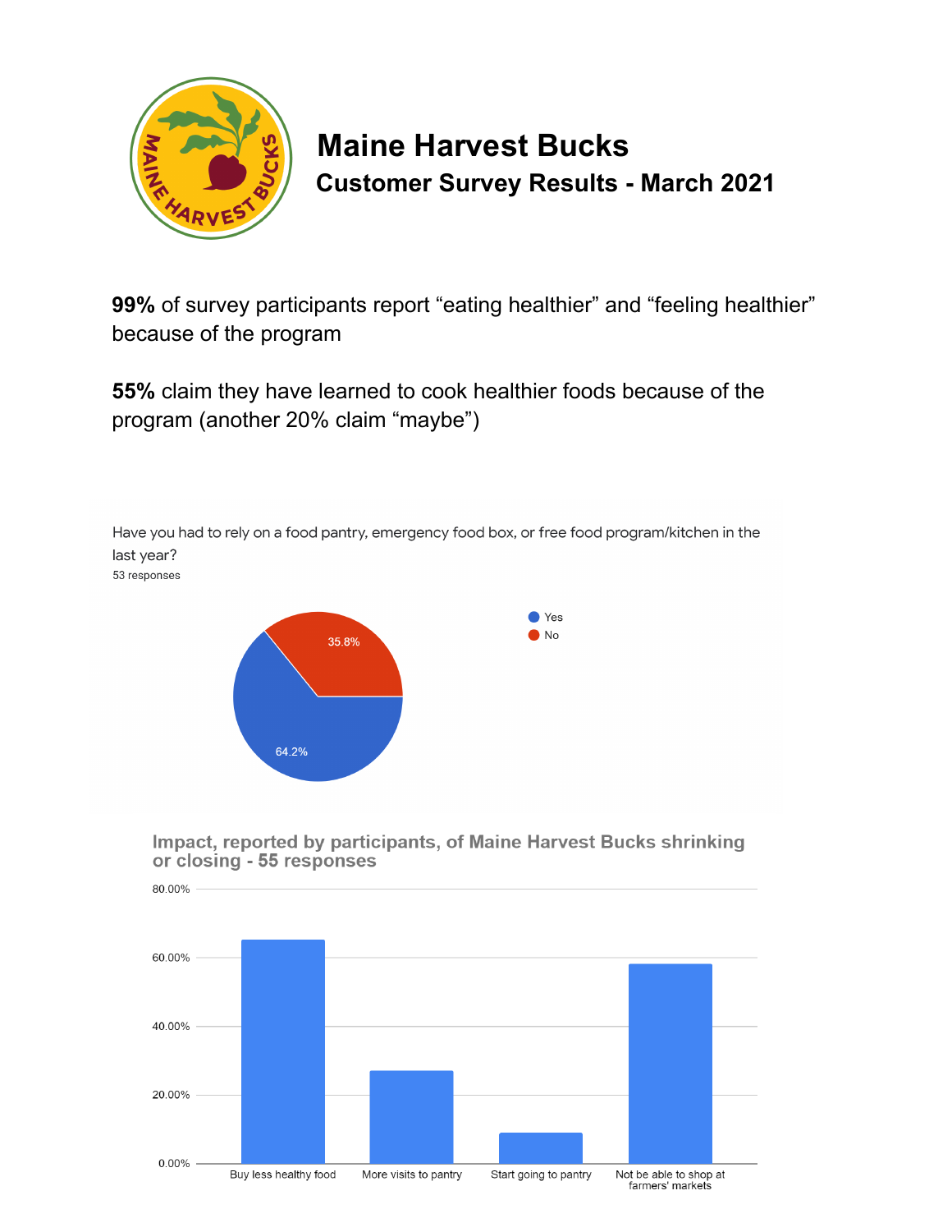# Maine Harvest Bucks

## Customer Survey Results - March 2021

**99%** of survey participants report "eating healthier" and "feeling healthier" because of the program

**55%** claim they have learned to cook healthier foods because of the program (another 20% claim "maybe")

Have you had to rely on a food pantry, emergency food box, or free food program/kitchen in the last year?
53 responses

| Response | Percentage |
|---|---|
| Yes | 64.2% |
| No | 35.8% |

**Impact, reported by participants, of Maine Harvest Bucks shrinking or closing - 55 responses**

Categories: Buy less healthy food; More visits to pantry; Start going to pantry; Not be able to shop at farmers' markets

Y-axis: 0.00%, 20.00%, 40.00%, 60.00%, 80.00%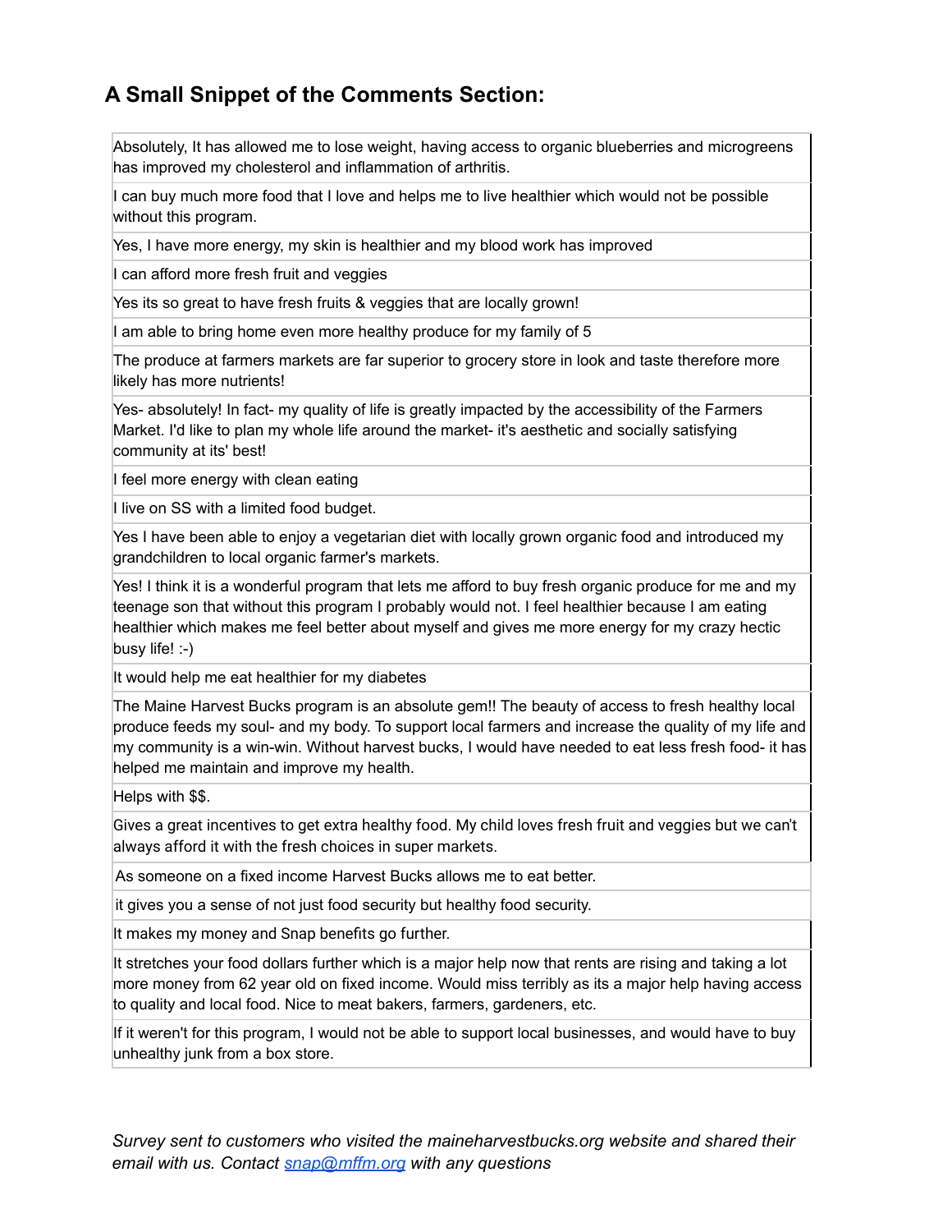## A Small Snippet of the Comments Section:

| |
|---|
| Absolutely, It has allowed me to lose weight, having access to organic blueberries and microgreens has improved my cholesterol and inflammation of arthritis. |
| I can buy much more food that I love and helps me to live healthier which would not be possible without this program. |
| Yes, I have more energy, my skin is healthier and my blood work has improved |
| I can afford more fresh fruit and veggies |
| Yes its so great to have fresh fruits & veggies that are locally grown! |
| I am able to bring home even more healthy produce for my family of 5 |
| The produce at farmers markets are far superior to grocery store in look and taste therefore more likely has more nutrients! |
| Yes- absolutely! In fact- my quality of life is greatly impacted by the accessibility of the Farmers Market. I'd like to plan my whole life around the market- it's aesthetic and socially satisfying community at its' best! |
| I feel more energy with clean eating |
| I live on SS with a limited food budget. |
| Yes I have been able to enjoy a vegetarian diet with locally grown organic food and introduced my grandchildren to local organic farmer's markets. |
| Yes! I think it is a wonderful program that lets me afford to buy fresh organic produce for me and my teenage son that without this program I probably would not. I feel healthier because I am eating healthier which makes me feel better about myself and gives me more energy for my crazy hectic busy life! :-) |
| It would help me eat healthier for my diabetes |
| The Maine Harvest Bucks program is an absolute gem!! The beauty of access to fresh healthy local produce feeds my soul- and my body. To support local farmers and increase the quality of my life and my community is a win-win. Without harvest bucks, I would have needed to eat less fresh food- it has helped me maintain and improve my health. |
| Helps with $$. |
| Gives a great incentives to get extra healthy food. My child loves fresh fruit and veggies but we can't always afford it with the fresh choices in super markets. |
| As someone on a fixed income Harvest Bucks allows me to eat better. |
| it gives you a sense of not just food security but healthy food security. |
| It makes my money and Snap benefits go further. |
| It stretches your food dollars further which is a major help now that rents are rising and taking a lot more money from 62 year old on fixed income. Would miss terribly as its a major help having access to quality and local food. Nice to meat bakers, farmers, gardeners, etc. |
| If it weren't for this program, I would not be able to support local businesses, and would have to buy unhealthy junk from a box store. |

*Survey sent to customers who visited the maineharvestbucks.org website and shared their email with us. Contact [snap@mffm.org](mailto:snap@mffm.org) with any questions*